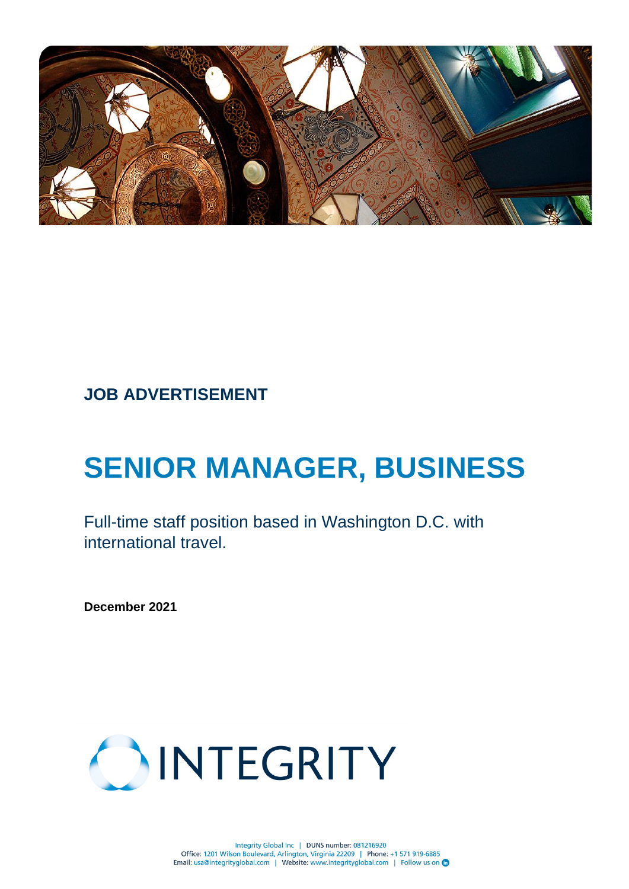**JOB ADVERTISEMENT**

# SENIOR MANAGER, BUSINESS

Full-time staff position based in Washington D.C. with international travel.

**December 2021**

INTEGRITY

Integrity Global Inc | DUNS number: 081216920
Office: 1201 Wilson Boulevard, Arlington, Virginia 22209 | Phone: +1 571 919-6885
Email: usa@integrityglobal.com | Website: www.integrityglobal.com | Follow us on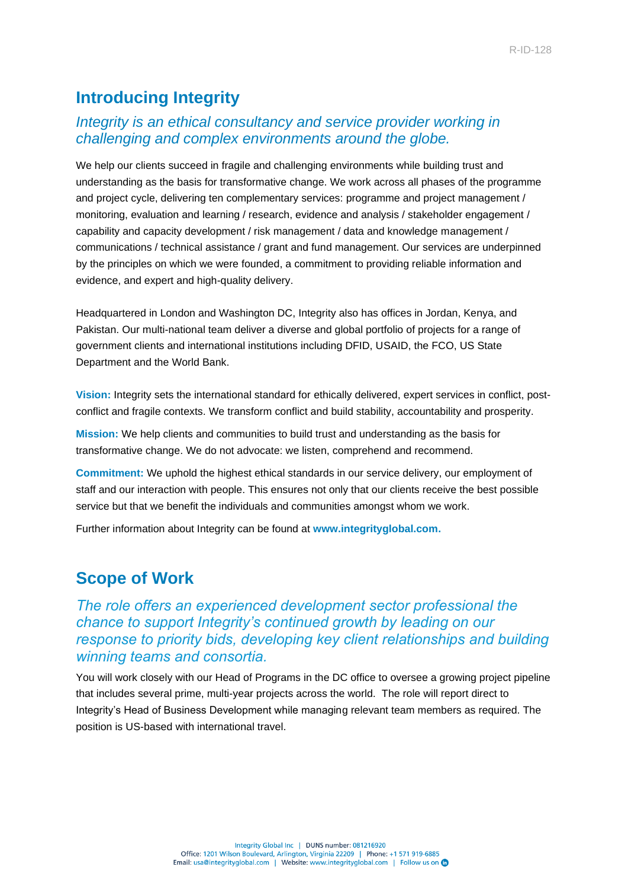## Introducing Integrity

*Integrity is an ethical consultancy and service provider working in challenging and complex environments around the globe.*

We help our clients succeed in fragile and challenging environments while building trust and understanding as the basis for transformative change. We work across all phases of the programme and project cycle, delivering ten complementary services: programme and project management / monitoring, evaluation and learning / research, evidence and analysis / stakeholder engagement / capability and capacity development / risk management / data and knowledge management / communications / technical assistance / grant and fund management. Our services are underpinned by the principles on which we were founded, a commitment to providing reliable information and evidence, and expert and high-quality delivery.

Headquartered in London and Washington DC, Integrity also has offices in Jordan, Kenya, and Pakistan. Our multi-national team deliver a diverse and global portfolio of projects for a range of government clients and international institutions including DFID, USAID, the FCO, US State Department and the World Bank.

**Vision:** Integrity sets the international standard for ethically delivered, expert services in conflict, post-conflict and fragile contexts. We transform conflict and build stability, accountability and prosperity.

**Mission:** We help clients and communities to build trust and understanding as the basis for transformative change. We do not advocate: we listen, comprehend and recommend.

**Commitment:** We uphold the highest ethical standards in our service delivery, our employment of staff and our interaction with people. This ensures not only that our clients receive the best possible service but that we benefit the individuals and communities amongst whom we work.

Further information about Integrity can be found at **www.integrityglobal.com.**

## Scope of Work

*The role offers an experienced development sector professional the chance to support Integrity's continued growth by leading on our response to priority bids, developing key client relationships and building winning teams and consortia.*

You will work closely with our Head of Programs in the DC office to oversee a growing project pipeline that includes several prime, multi-year projects across the world. The role will report direct to Integrity's Head of Business Development while managing relevant team members as required. The position is US-based with international travel.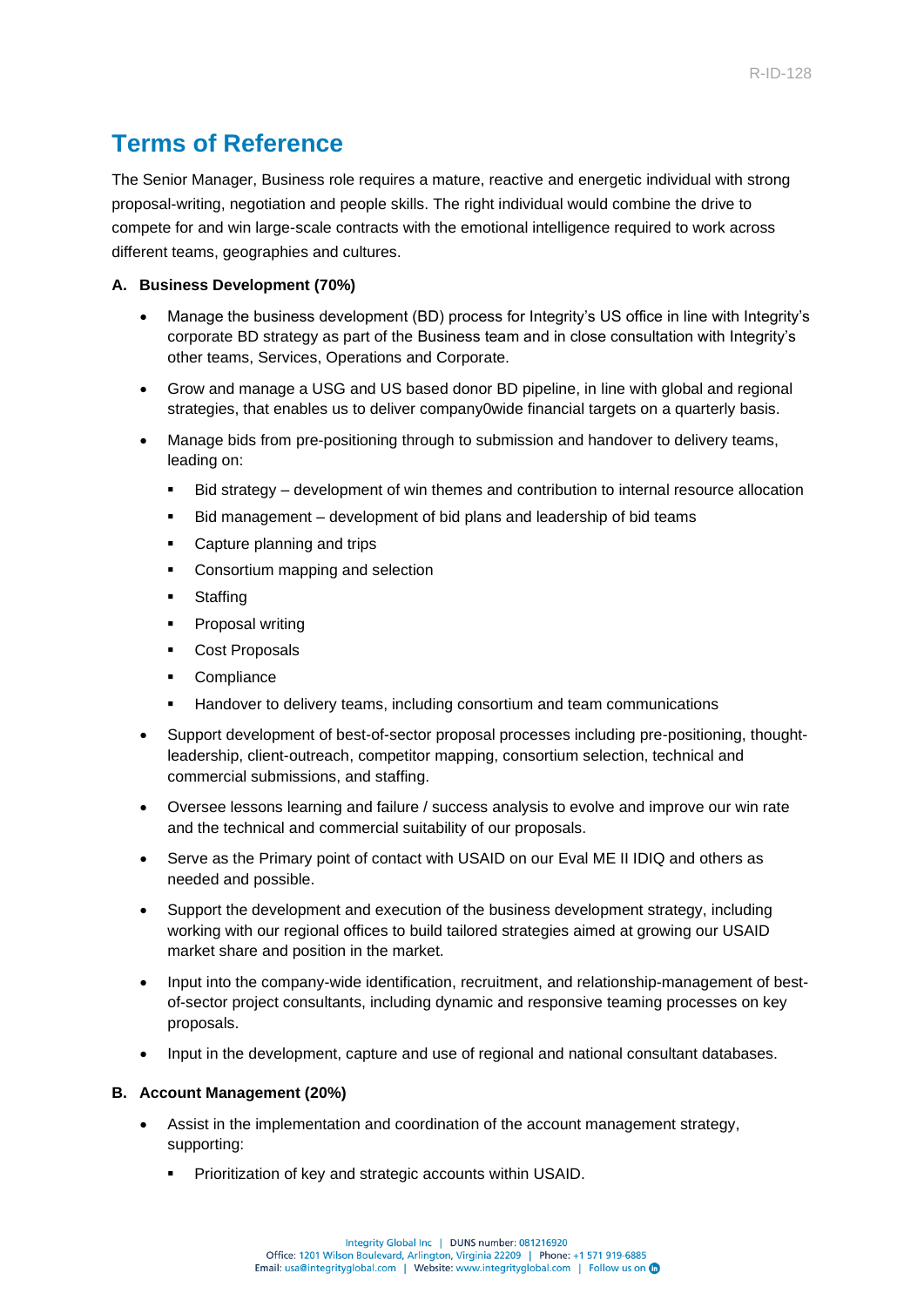## Terms of Reference

The Senior Manager, Business role requires a mature, reactive and energetic individual with strong proposal-writing, negotiation and people skills. The right individual would combine the drive to compete for and win large-scale contracts with the emotional intelligence required to work across different teams, geographies and cultures.

**A. Business Development (70%)**

- Manage the business development (BD) process for Integrity's US office in line with Integrity's corporate BD strategy as part of the Business team and in close consultation with Integrity's other teams, Services, Operations and Corporate.
- Grow and manage a USG and US based donor BD pipeline, in line with global and regional strategies, that enables us to deliver company0wide financial targets on a quarterly basis.
- Manage bids from pre-positioning through to submission and handover to delivery teams, leading on:
  - Bid strategy – development of win themes and contribution to internal resource allocation
  - Bid management – development of bid plans and leadership of bid teams
  - Capture planning and trips
  - Consortium mapping and selection
  - Staffing
  - Proposal writing
  - Cost Proposals
  - Compliance
  - Handover to delivery teams, including consortium and team communications
- Support development of best-of-sector proposal processes including pre-positioning, thought-leadership, client-outreach, competitor mapping, consortium selection, technical and commercial submissions, and staffing.
- Oversee lessons learning and failure / success analysis to evolve and improve our win rate and the technical and commercial suitability of our proposals.
- Serve as the Primary point of contact with USAID on our Eval ME II IDIQ and others as needed and possible.
- Support the development and execution of the business development strategy, including working with our regional offices to build tailored strategies aimed at growing our USAID market share and position in the market.
- Input into the company-wide identification, recruitment, and relationship-management of best-of-sector project consultants, including dynamic and responsive teaming processes on key proposals.
- Input in the development, capture and use of regional and national consultant databases.

**B. Account Management (20%)**

- Assist in the implementation and coordination of the account management strategy, supporting:
  - Prioritization of key and strategic accounts within USAID.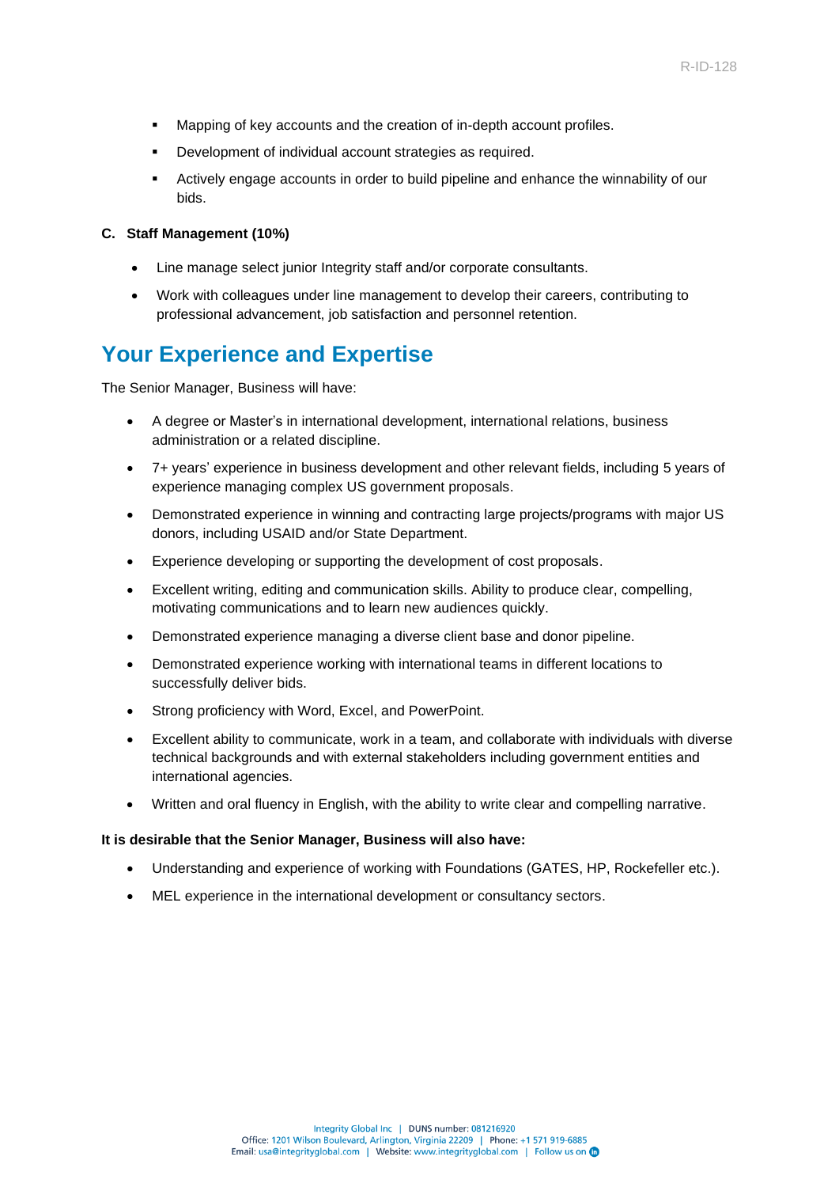- Mapping of key accounts and the creation of in-depth account profiles.
- Development of individual account strategies as required.
- Actively engage accounts in order to build pipeline and enhance the winnability of our bids.

**C. Staff Management (10%)**

- Line manage select junior Integrity staff and/or corporate consultants.
- Work with colleagues under line management to develop their careers, contributing to professional advancement, job satisfaction and personnel retention.

## Your Experience and Expertise

The Senior Manager, Business will have:

- A degree or Master's in international development, international relations, business administration or a related discipline.
- 7+ years' experience in business development and other relevant fields, including 5 years of experience managing complex US government proposals.
- Demonstrated experience in winning and contracting large projects/programs with major US donors, including USAID and/or State Department.
- Experience developing or supporting the development of cost proposals.
- Excellent writing, editing and communication skills. Ability to produce clear, compelling, motivating communications and to learn new audiences quickly.
- Demonstrated experience managing a diverse client base and donor pipeline.
- Demonstrated experience working with international teams in different locations to successfully deliver bids.
- Strong proficiency with Word, Excel, and PowerPoint.
- Excellent ability to communicate, work in a team, and collaborate with individuals with diverse technical backgrounds and with external stakeholders including government entities and international agencies.
- Written and oral fluency in English, with the ability to write clear and compelling narrative.

**It is desirable that the Senior Manager, Business will also have:**

- Understanding and experience of working with Foundations (GATES, HP, Rockefeller etc.).
- MEL experience in the international development or consultancy sectors.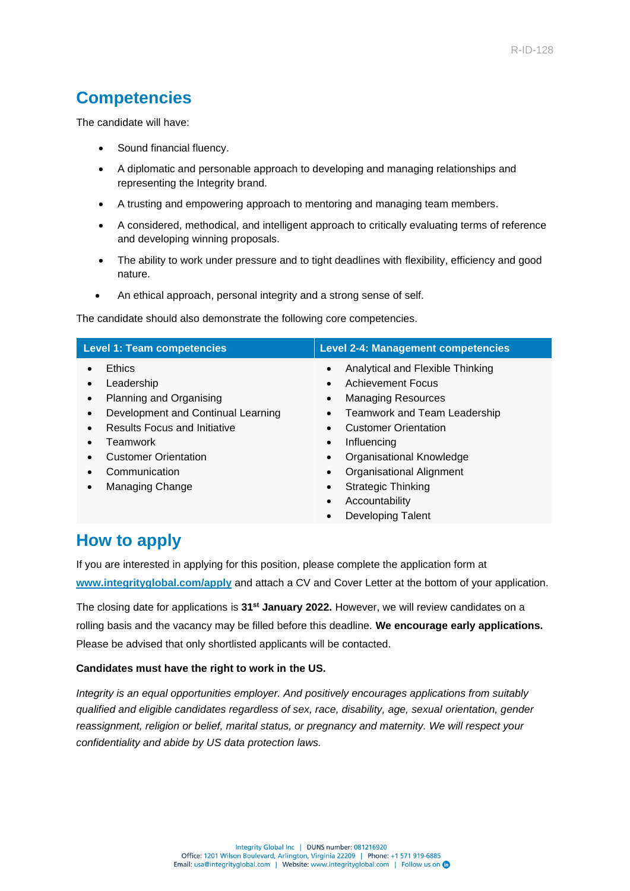## Competencies

The candidate will have:

- Sound financial fluency.
- A diplomatic and personable approach to developing and managing relationships and representing the Integrity brand.
- A trusting and empowering approach to mentoring and managing team members.
- A considered, methodical, and intelligent approach to critically evaluating terms of reference and developing winning proposals.
- The ability to work under pressure and to tight deadlines with flexibility, efficiency and good nature.
- An ethical approach, personal integrity and a strong sense of self.

The candidate should also demonstrate the following core competencies.

| Level 1: Team competencies | Level 2-4: Management competencies |
|---|---|
| • Ethics<br>• Leadership<br>• Planning and Organising<br>• Development and Continual Learning<br>• Results Focus and Initiative<br>• Teamwork<br>• Customer Orientation<br>• Communication<br>• Managing Change | • Analytical and Flexible Thinking<br>• Achievement Focus<br>• Managing Resources<br>• Teamwork and Team Leadership<br>• Customer Orientation<br>• Influencing<br>• Organisational Knowledge<br>• Organisational Alignment<br>• Strategic Thinking<br>• Accountability<br>• Developing Talent |

## How to apply

If you are interested in applying for this position, please complete the application form at [www.integrityglobal.com/apply](www.integrityglobal.com/apply) and attach a CV and Cover Letter at the bottom of your application.

The closing date for applications is **31st January 2022.** However, we will review candidates on a rolling basis and the vacancy may be filled before this deadline. **We encourage early applications.** Please be advised that only shortlisted applicants will be contacted.

**Candidates must have the right to work in the US.**

*Integrity is an equal opportunities employer. And positively encourages applications from suitably qualified and eligible candidates regardless of sex, race, disability, age, sexual orientation, gender reassignment, religion or belief, marital status, or pregnancy and maternity. We will respect your confidentiality and abide by US data protection laws.*

Integrity Global Inc | DUNS number: 081216920
Office: 1201 Wilson Boulevard, Arlington, Virginia 22209 | Phone: +1 571 919-6885
Email: usa@integrityglobal.com | Website: www.integrityglobal.com | Follow us on